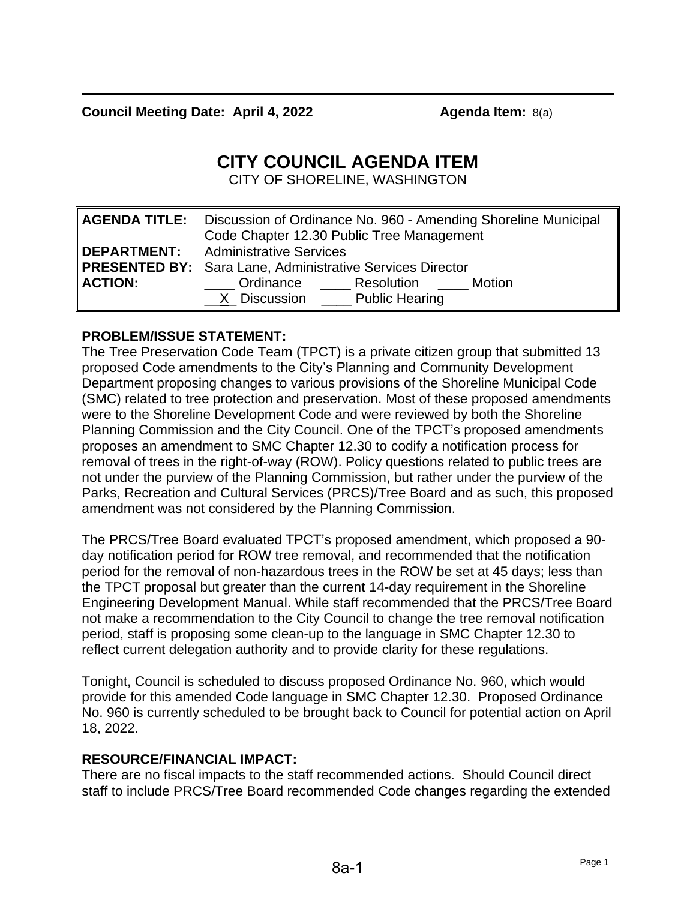**Council Meeting Date: April 4, 2022** **Agenda Item:** 8(a)

# CITY COUNCIL AGENDA ITEM

CITY OF SHORELINE, WASHINGTON

| | |
|---|---|
| **AGENDA TITLE:** | Discussion of Ordinance No. 960 - Amending Shoreline Municipal Code Chapter 12.30 Public Tree Management |
| **DEPARTMENT:** | Administrative Services |
| **PRESENTED BY:** | Sara Lane, Administrative Services Director |
| **ACTION:** | ____ Ordinance ____ Resolution ____ Motion<br>__X_ Discussion ____ Public Hearing |

**PROBLEM/ISSUE STATEMENT:**

The Tree Preservation Code Team (TPCT) is a private citizen group that submitted 13 proposed Code amendments to the City's Planning and Community Development Department proposing changes to various provisions of the Shoreline Municipal Code (SMC) related to tree protection and preservation. Most of these proposed amendments were to the Shoreline Development Code and were reviewed by both the Shoreline Planning Commission and the City Council. One of the TPCT's proposed amendments proposes an amendment to SMC Chapter 12.30 to codify a notification process for removal of trees in the right-of-way (ROW). Policy questions related to public trees are not under the purview of the Planning Commission, but rather under the purview of the Parks, Recreation and Cultural Services (PRCS)/Tree Board and as such, this proposed amendment was not considered by the Planning Commission.

The PRCS/Tree Board evaluated TPCT's proposed amendment, which proposed a 90-day notification period for ROW tree removal, and recommended that the notification period for the removal of non-hazardous trees in the ROW be set at 45 days; less than the TPCT proposal but greater than the current 14-day requirement in the Shoreline Engineering Development Manual. While staff recommended that the PRCS/Tree Board not make a recommendation to the City Council to change the tree removal notification period, staff is proposing some clean-up to the language in SMC Chapter 12.30 to reflect current delegation authority and to provide clarity for these regulations.

Tonight, Council is scheduled to discuss proposed Ordinance No. 960, which would provide for this amended Code language in SMC Chapter 12.30. Proposed Ordinance No. 960 is currently scheduled to be brought back to Council for potential action on April 18, 2022.

**RESOURCE/FINANCIAL IMPACT:**

There are no fiscal impacts to the staff recommended actions. Should Council direct staff to include PRCS/Tree Board recommended Code changes regarding the extended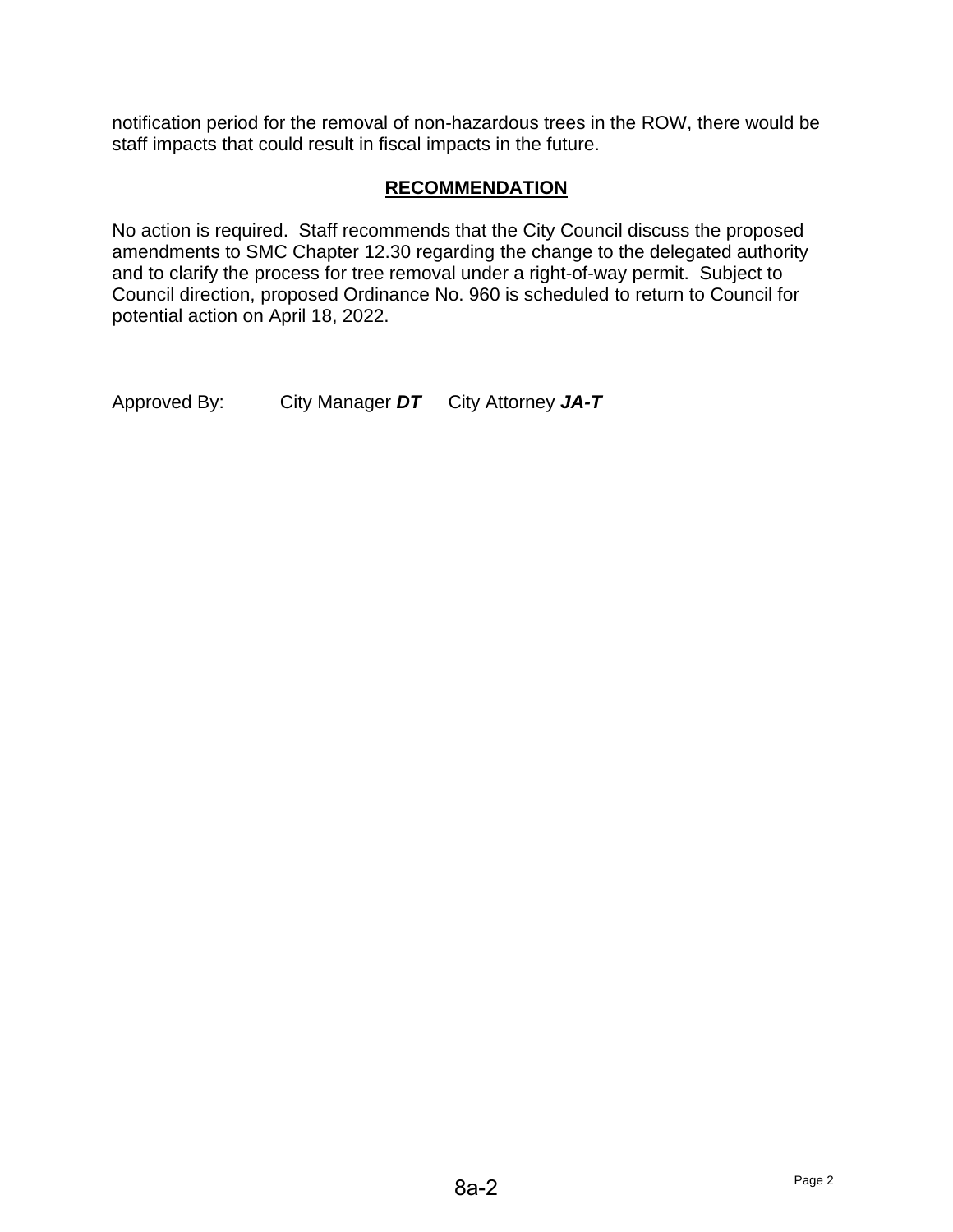notification period for the removal of non-hazardous trees in the ROW, there would be staff impacts that could result in fiscal impacts in the future.

## RECOMMENDATION

No action is required. Staff recommends that the City Council discuss the proposed amendments to SMC Chapter 12.30 regarding the change to the delegated authority and to clarify the process for tree removal under a right-of-way permit. Subject to Council direction, proposed Ordinance No. 960 is scheduled to return to Council for potential action on April 18, 2022.

Approved By: City Manager ***DT*** City Attorney ***JA-T***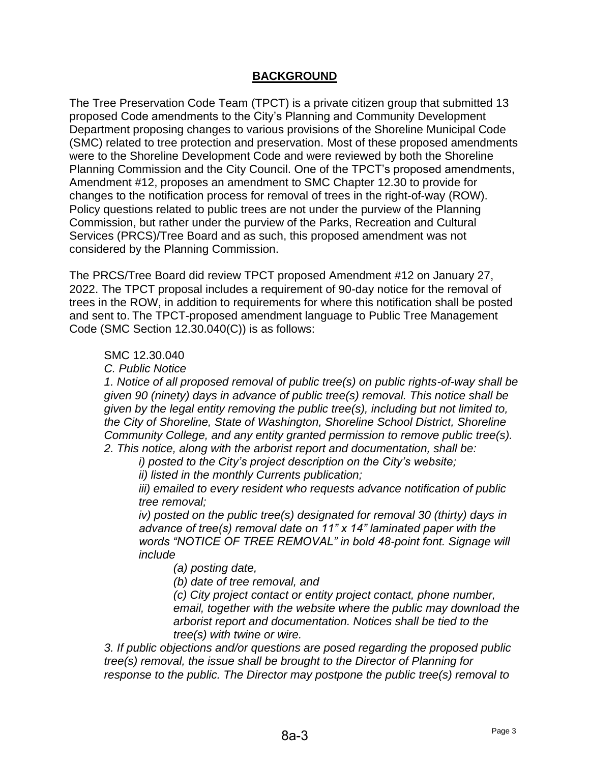## BACKGROUND

The Tree Preservation Code Team (TPCT) is a private citizen group that submitted 13 proposed Code amendments to the City's Planning and Community Development Department proposing changes to various provisions of the Shoreline Municipal Code (SMC) related to tree protection and preservation. Most of these proposed amendments were to the Shoreline Development Code and were reviewed by both the Shoreline Planning Commission and the City Council. One of the TPCT's proposed amendments, Amendment #12, proposes an amendment to SMC Chapter 12.30 to provide for changes to the notification process for removal of trees in the right-of-way (ROW). Policy questions related to public trees are not under the purview of the Planning Commission, but rather under the purview of the Parks, Recreation and Cultural Services (PRCS)/Tree Board and as such, this proposed amendment was not considered by the Planning Commission.

The PRCS/Tree Board did review TPCT proposed Amendment #12 on January 27, 2022. The TPCT proposal includes a requirement of 90-day notice for the removal of trees in the ROW, in addition to requirements for where this notification shall be posted and sent to. The TPCT-proposed amendment language to Public Tree Management Code (SMC Section 12.30.040(C)) is as follows:

> SMC 12.30.040
>
> *C. Public Notice*
>
> *1. Notice of all proposed removal of public tree(s) on public rights-of-way shall be given 90 (ninety) days in advance of public tree(s) removal. This notice shall be given by the legal entity removing the public tree(s), including but not limited to, the City of Shoreline, State of Washington, Shoreline School District, Shoreline Community College, and any entity granted permission to remove public tree(s).*
>
> *2. This notice, along with the arborist report and documentation, shall be:*
>
> > *i) posted to the City's project description on the City's website;*
> >
> > *ii) listed in the monthly Currents publication;*
> >
> > *iii) emailed to every resident who requests advance notification of public tree removal;*
> >
> > *iv) posted on the public tree(s) designated for removal 30 (thirty) days in advance of tree(s) removal date on 11" x 14" laminated paper with the words "NOTICE OF TREE REMOVAL" in bold 48-point font. Signage will include*
> >
> > > *(a) posting date,*
> > >
> > > *(b) date of tree removal, and*
> > >
> > > *(c) City project contact or entity project contact, phone number, email, together with the website where the public may download the arborist report and documentation. Notices shall be tied to the tree(s) with twine or wire.*
>
> *3. If public objections and/or questions are posed regarding the proposed public tree(s) removal, the issue shall be brought to the Director of Planning for response to the public. The Director may postpone the public tree(s) removal to*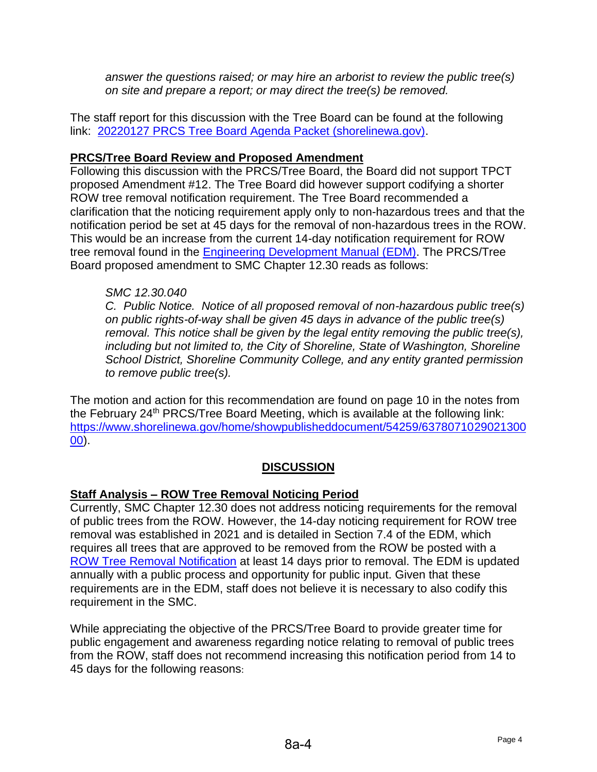*answer the questions raised; or may hire an arborist to review the public tree(s) on site and prepare a report; or may direct the tree(s) be removed.*

The staff report for this discussion with the Tree Board can be found at the following link: [20220127 PRCS Tree Board Agenda Packet (shorelinewa.gov)](20220127 PRCS Tree Board Agenda Packet (shorelinewa.gov)).

**PRCS/Tree Board Review and Proposed Amendment**

Following this discussion with the PRCS/Tree Board, the Board did not support TPCT proposed Amendment #12. The Tree Board did however support codifying a shorter ROW tree removal notification requirement. The Tree Board recommended a clarification that the noticing requirement apply only to non-hazardous trees and that the notification period be set at 45 days for the removal of non-hazardous trees in the ROW. This would be an increase from the current 14-day notification requirement for ROW tree removal found in the Engineering Development Manual (EDM). The PRCS/Tree Board proposed amendment to SMC Chapter 12.30 reads as follows:

*SMC 12.30.040*

*C. Public Notice. Notice of all proposed removal of non-hazardous public tree(s) on public rights-of-way shall be given 45 days in advance of the public tree(s) removal. This notice shall be given by the legal entity removing the public tree(s), including but not limited to, the City of Shoreline, State of Washington, Shoreline School District, Shoreline Community College, and any entity granted permission to remove public tree(s).*

The motion and action for this recommendation are found on page 10 in the notes from the February 24th PRCS/Tree Board Meeting, which is available at the following link: https://www.shorelinewa.gov/home/showpublisheddocument/54259/637807102902130000).

## DISCUSSION

**Staff Analysis – ROW Tree Removal Noticing Period**

Currently, SMC Chapter 12.30 does not address noticing requirements for the removal of public trees from the ROW. However, the 14-day noticing requirement for ROW tree removal was established in 2021 and is detailed in Section 7.4 of the EDM, which requires all trees that are approved to be removed from the ROW be posted with a ROW Tree Removal Notification at least 14 days prior to removal. The EDM is updated annually with a public process and opportunity for public input. Given that these requirements are in the EDM, staff does not believe it is necessary to also codify this requirement in the SMC.

While appreciating the objective of the PRCS/Tree Board to provide greater time for public engagement and awareness regarding notice relating to removal of public trees from the ROW, staff does not recommend increasing this notification period from 14 to 45 days for the following reasons: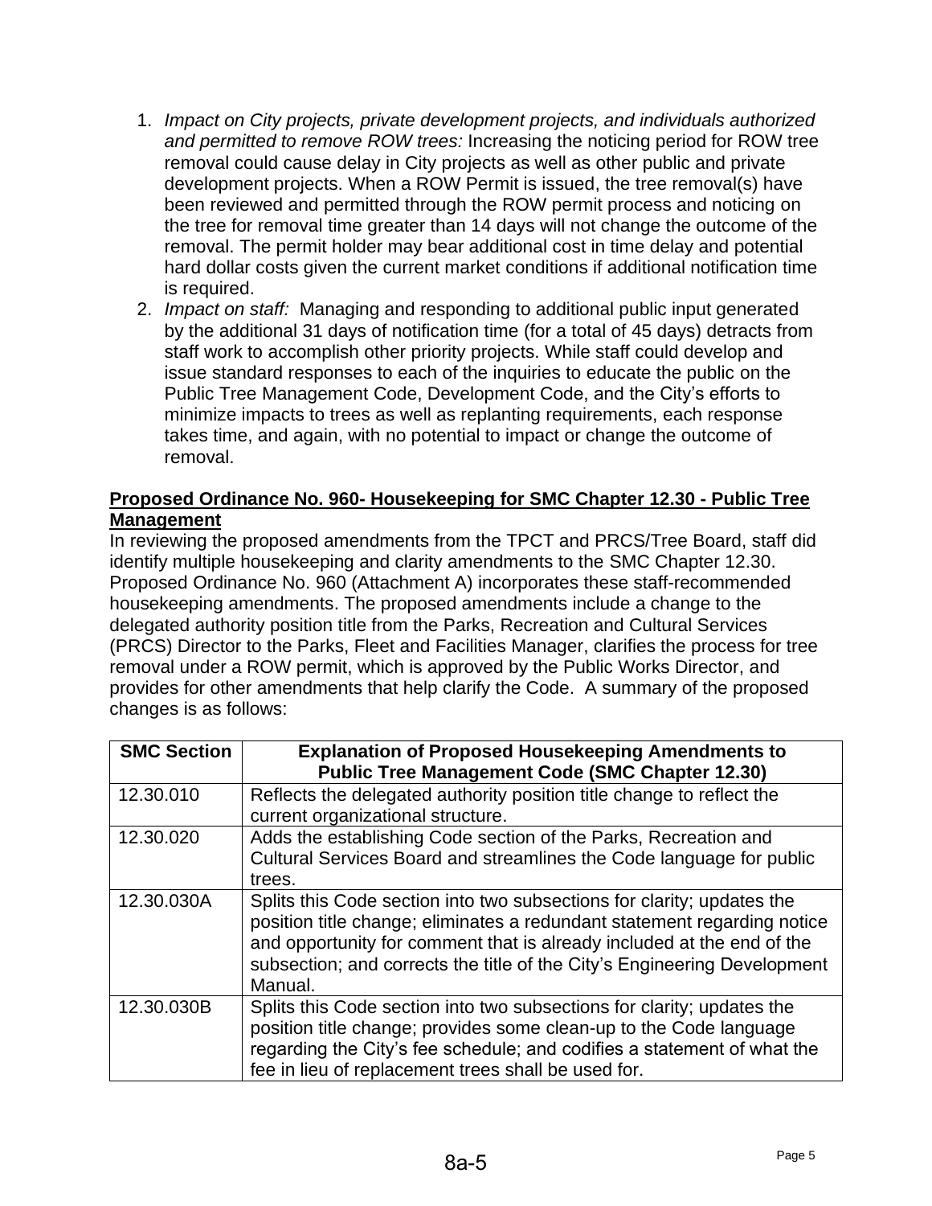1. *Impact on City projects, private development projects, and individuals authorized and permitted to remove ROW trees:* Increasing the noticing period for ROW tree removal could cause delay in City projects as well as other public and private development projects. When a ROW Permit is issued, the tree removal(s) have been reviewed and permitted through the ROW permit process and noticing on the tree for removal time greater than 14 days will not change the outcome of the removal. The permit holder may bear additional cost in time delay and potential hard dollar costs given the current market conditions if additional notification time is required.
2. *Impact on staff:* Managing and responding to additional public input generated by the additional 31 days of notification time (for a total of 45 days) detracts from staff work to accomplish other priority projects. While staff could develop and issue standard responses to each of the inquiries to educate the public on the Public Tree Management Code, Development Code, and the City's efforts to minimize impacts to trees as well as replanting requirements, each response takes time, and again, with no potential to impact or change the outcome of removal.

**Proposed Ordinance No. 960- Housekeeping for SMC Chapter 12.30 - Public Tree Management**

In reviewing the proposed amendments from the TPCT and PRCS/Tree Board, staff did identify multiple housekeeping and clarity amendments to the SMC Chapter 12.30. Proposed Ordinance No. 960 (Attachment A) incorporates these staff-recommended housekeeping amendments. The proposed amendments include a change to the delegated authority position title from the Parks, Recreation and Cultural Services (PRCS) Director to the Parks, Fleet and Facilities Manager, clarifies the process for tree removal under a ROW permit, which is approved by the Public Works Director, and provides for other amendments that help clarify the Code. A summary of the proposed changes is as follows:

| SMC Section | Explanation of Proposed Housekeeping Amendments to Public Tree Management Code (SMC Chapter 12.30) |
|---|---|
| 12.30.010 | Reflects the delegated authority position title change to reflect the current organizational structure. |
| 12.30.020 | Adds the establishing Code section of the Parks, Recreation and Cultural Services Board and streamlines the Code language for public trees. |
| 12.30.030A | Splits this Code section into two subsections for clarity; updates the position title change; eliminates a redundant statement regarding notice and opportunity for comment that is already included at the end of the subsection; and corrects the title of the City's Engineering Development Manual. |
| 12.30.030B | Splits this Code section into two subsections for clarity; updates the position title change; provides some clean-up to the Code language regarding the City's fee schedule; and codifies a statement of what the fee in lieu of replacement trees shall be used for. |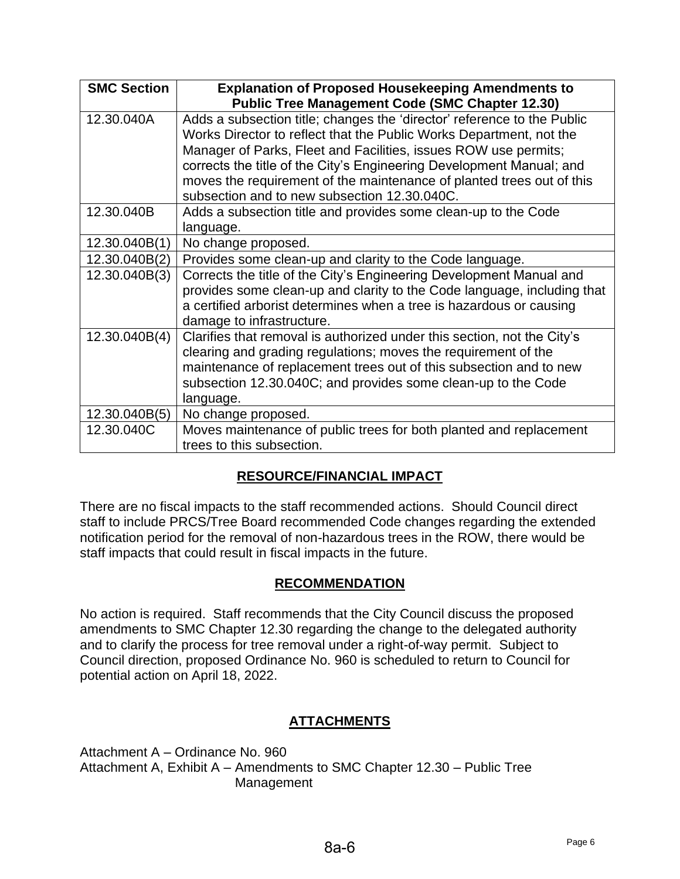| SMC Section | Explanation of Proposed Housekeeping Amendments to Public Tree Management Code (SMC Chapter 12.30) |
|---|---|
| 12.30.040A | Adds a subsection title; changes the 'director' reference to the Public Works Director to reflect that the Public Works Department, not the Manager of Parks, Fleet and Facilities, issues ROW use permits; corrects the title of the City's Engineering Development Manual; and moves the requirement of the maintenance of planted trees out of this subsection and to new subsection 12.30.040C. |
| 12.30.040B | Adds a subsection title and provides some clean-up to the Code language. |
| 12.30.040B(1) | No change proposed. |
| 12.30.040B(2) | Provides some clean-up and clarity to the Code language. |
| 12.30.040B(3) | Corrects the title of the City's Engineering Development Manual and provides some clean-up and clarity to the Code language, including that a certified arborist determines when a tree is hazardous or causing damage to infrastructure. |
| 12.30.040B(4) | Clarifies that removal is authorized under this section, not the City's clearing and grading regulations; moves the requirement of the maintenance of replacement trees out of this subsection and to new subsection 12.30.040C; and provides some clean-up to the Code language. |
| 12.30.040B(5) | No change proposed. |
| 12.30.040C | Moves maintenance of public trees for both planted and replacement trees to this subsection. |

## RESOURCE/FINANCIAL IMPACT

There are no fiscal impacts to the staff recommended actions. Should Council direct staff to include PRCS/Tree Board recommended Code changes regarding the extended notification period for the removal of non-hazardous trees in the ROW, there would be staff impacts that could result in fiscal impacts in the future.

## RECOMMENDATION

No action is required. Staff recommends that the City Council discuss the proposed amendments to SMC Chapter 12.30 regarding the change to the delegated authority and to clarify the process for tree removal under a right-of-way permit. Subject to Council direction, proposed Ordinance No. 960 is scheduled to return to Council for potential action on April 18, 2022.

## ATTACHMENTS

Attachment A – Ordinance No. 960
Attachment A, Exhibit A – Amendments to SMC Chapter 12.30 – Public Tree Management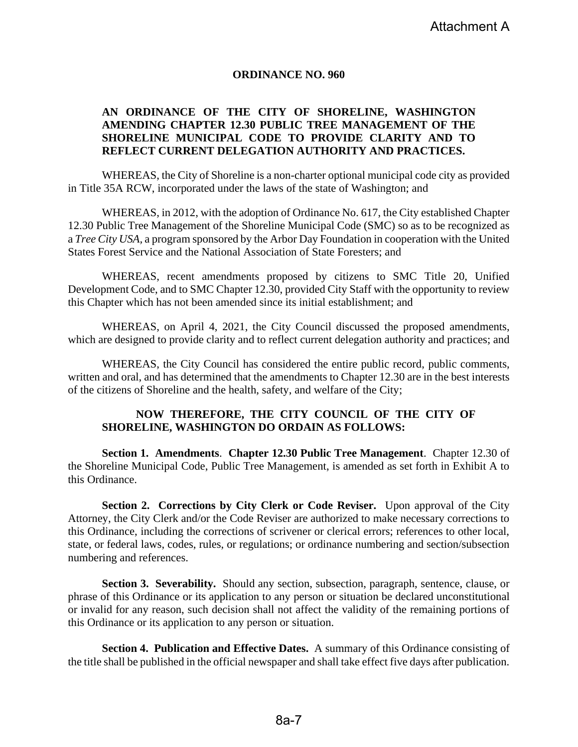Attachment A

**ORDINANCE NO. 960**

**AN ORDINANCE OF THE CITY OF SHORELINE, WASHINGTON AMENDING CHAPTER 12.30 PUBLIC TREE MANAGEMENT OF THE SHORELINE MUNICIPAL CODE TO PROVIDE CLARITY AND TO REFLECT CURRENT DELEGATION AUTHORITY AND PRACTICES.**

WHEREAS, the City of Shoreline is a non-charter optional municipal code city as provided in Title 35A RCW, incorporated under the laws of the state of Washington; and

WHEREAS, in 2012, with the adoption of Ordinance No. 617, the City established Chapter 12.30 Public Tree Management of the Shoreline Municipal Code (SMC) so as to be recognized as a *Tree City USA*, a program sponsored by the Arbor Day Foundation in cooperation with the United States Forest Service and the National Association of State Foresters; and

WHEREAS, recent amendments proposed by citizens to SMC Title 20, Unified Development Code, and to SMC Chapter 12.30, provided City Staff with the opportunity to review this Chapter which has not been amended since its initial establishment; and

WHEREAS, on April 4, 2021, the City Council discussed the proposed amendments, which are designed to provide clarity and to reflect current delegation authority and practices; and

WHEREAS, the City Council has considered the entire public record, public comments, written and oral, and has determined that the amendments to Chapter 12.30 are in the best interests of the citizens of Shoreline and the health, safety, and welfare of the City;

**NOW THEREFORE, THE CITY COUNCIL OF THE CITY OF SHORELINE, WASHINGTON DO ORDAIN AS FOLLOWS:**

**Section 1. Amendments**. **Chapter 12.30 Public Tree Management**. Chapter 12.30 of the Shoreline Municipal Code, Public Tree Management, is amended as set forth in Exhibit A to this Ordinance.

**Section 2. Corrections by City Clerk or Code Reviser.** Upon approval of the City Attorney, the City Clerk and/or the Code Reviser are authorized to make necessary corrections to this Ordinance, including the corrections of scrivener or clerical errors; references to other local, state, or federal laws, codes, rules, or regulations; or ordinance numbering and section/subsection numbering and references.

**Section 3. Severability.** Should any section, subsection, paragraph, sentence, clause, or phrase of this Ordinance or its application to any person or situation be declared unconstitutional or invalid for any reason, such decision shall not affect the validity of the remaining portions of this Ordinance or its application to any person or situation.

**Section 4. Publication and Effective Dates.** A summary of this Ordinance consisting of the title shall be published in the official newspaper and shall take effect five days after publication.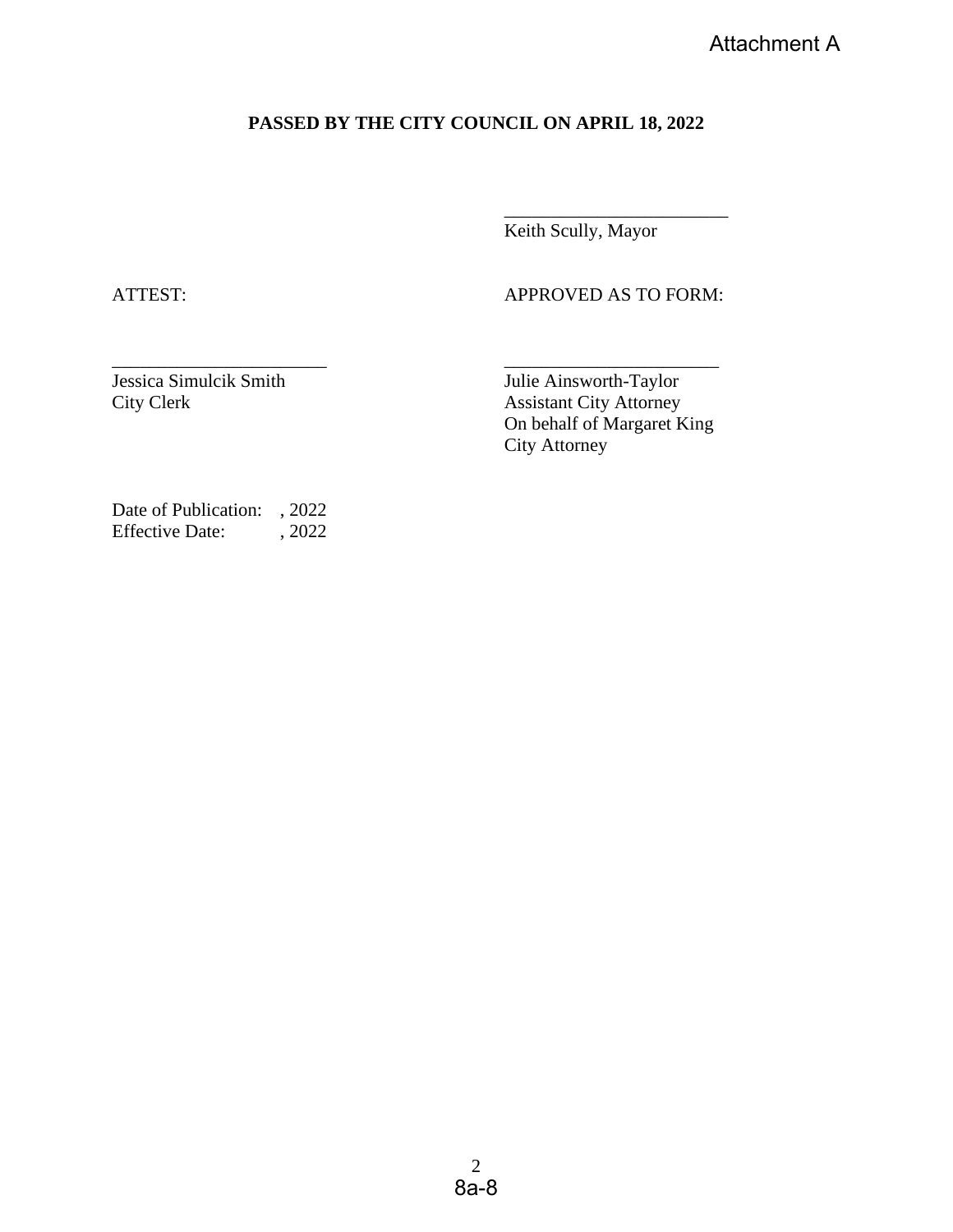Attachment A

**PASSED BY THE CITY COUNCIL ON APRIL 18, 2022**

\_\_\_\_\_\_\_\_\_\_\_\_\_\_\_\_\_\_\_\_\_\_\_\_
Keith Scully, Mayor

ATTEST:

\_\_\_\_\_\_\_\_\_\_\_\_\_\_\_\_\_\_\_\_\_\_\_\_
Jessica Simulcik Smith
City Clerk

APPROVED AS TO FORM:

\_\_\_\_\_\_\_\_\_\_\_\_\_\_\_\_\_\_\_\_\_\_\_\_
Julie Ainsworth-Taylor
Assistant City Attorney
On behalf of Margaret King
City Attorney

Date of Publication: , 2022
Effective Date: , 2022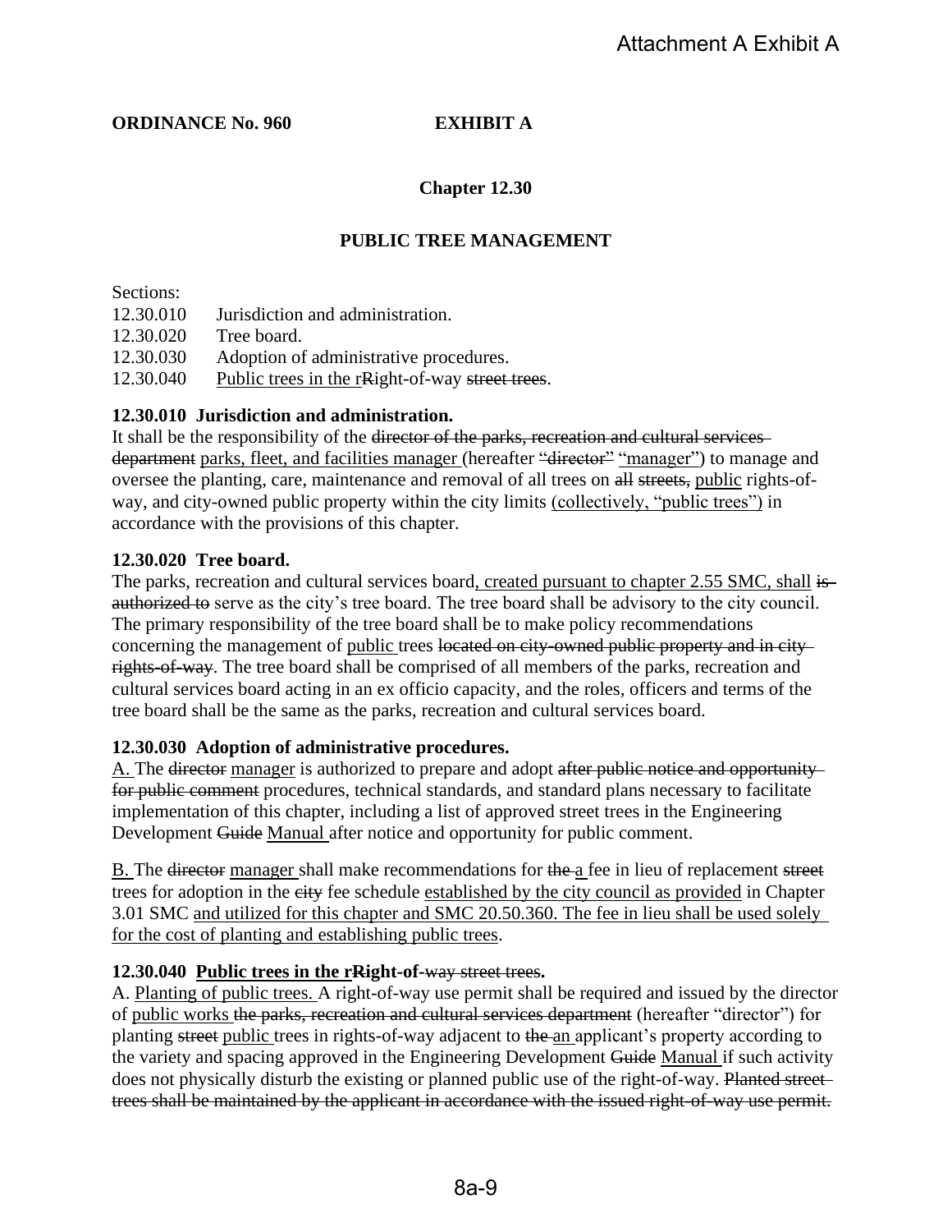**ORDINANCE No. 960 EXHIBIT A**

## Chapter 12.30

## PUBLIC TREE MANAGEMENT

Sections:

| | |
|---|---|
| 12.30.010 | Jurisdiction and administration. |
| 12.30.020 | Tree board. |
| 12.30.030 | Adoption of administrative procedures. |
| 12.30.040 | <u>Public trees in the r</u>~~R~~ight-of-way ~~street trees~~. |

**12.30.010 Jurisdiction and administration.**

It shall be the responsibility of the ~~director of the parks, recreation and cultural services department~~ <u>parks, fleet, and facilities manager</u> (hereafter ~~"director"~~ <u>"manager"</u>) to manage and oversee the planting, care, maintenance and removal of all trees on ~~all streets,~~ <u>public</u> rights-of-way, and city-owned public property within the city limits <u>(collectively, "public trees")</u> in accordance with the provisions of this chapter.

**12.30.020 Tree board.**

The parks, recreation and cultural services board<u>, created pursuant to chapter 2.55 SMC, shall</u> ~~is authorized to~~ serve as the city's tree board. The tree board shall be advisory to the city council. The primary responsibility of the tree board shall be to make policy recommendations concerning the management of <u>public</u> trees ~~located on city-owned public property and in city rights-of-way~~. The tree board shall be comprised of all members of the parks, recreation and cultural services board acting in an ex officio capacity, and the roles, officers and terms of the tree board shall be the same as the parks, recreation and cultural services board.

**12.30.030 Adoption of administrative procedures.**

<u>A.</u> The ~~director~~ <u>manager</u> is authorized to prepare and adopt ~~after public notice and opportunity for public comment~~ procedures, technical standards, and standard plans necessary to facilitate implementation of this chapter, including a list of approved street trees in the Engineering Development ~~Guide~~ <u>Manual</u> after notice and opportunity for public comment.

<u>B.</u> The ~~director~~ <u>manager</u> shall make recommendations for ~~the~~ <u>a</u> fee in lieu of replacement ~~street~~ trees for adoption in the ~~city~~ fee schedule <u>established by the city council as provided</u> in Chapter 3.01 SMC <u>and utilized for this chapter and SMC 20.50.360. The fee in lieu shall be used solely for the cost of planting and establishing public trees</u>.

**12.30.040 <u>Public trees in the r</u>~~R~~ight-of-~~way street trees~~.**

A. <u>Planting of public trees.</u> A right-of-way use permit shall be required and issued by the director of <u>public works</u> ~~the parks, recreation and cultural services department~~ (hereafter "director") for planting ~~street~~ <u>public</u> trees in rights-of-way adjacent to ~~the~~ <u>an</u> applicant's property according to the variety and spacing approved in the Engineering Development ~~Guide~~ <u>Manual</u> if such activity does not physically disturb the existing or planned public use of the right-of-way. ~~Planted street trees shall be maintained by the applicant in accordance with the issued right-of-way use permit.~~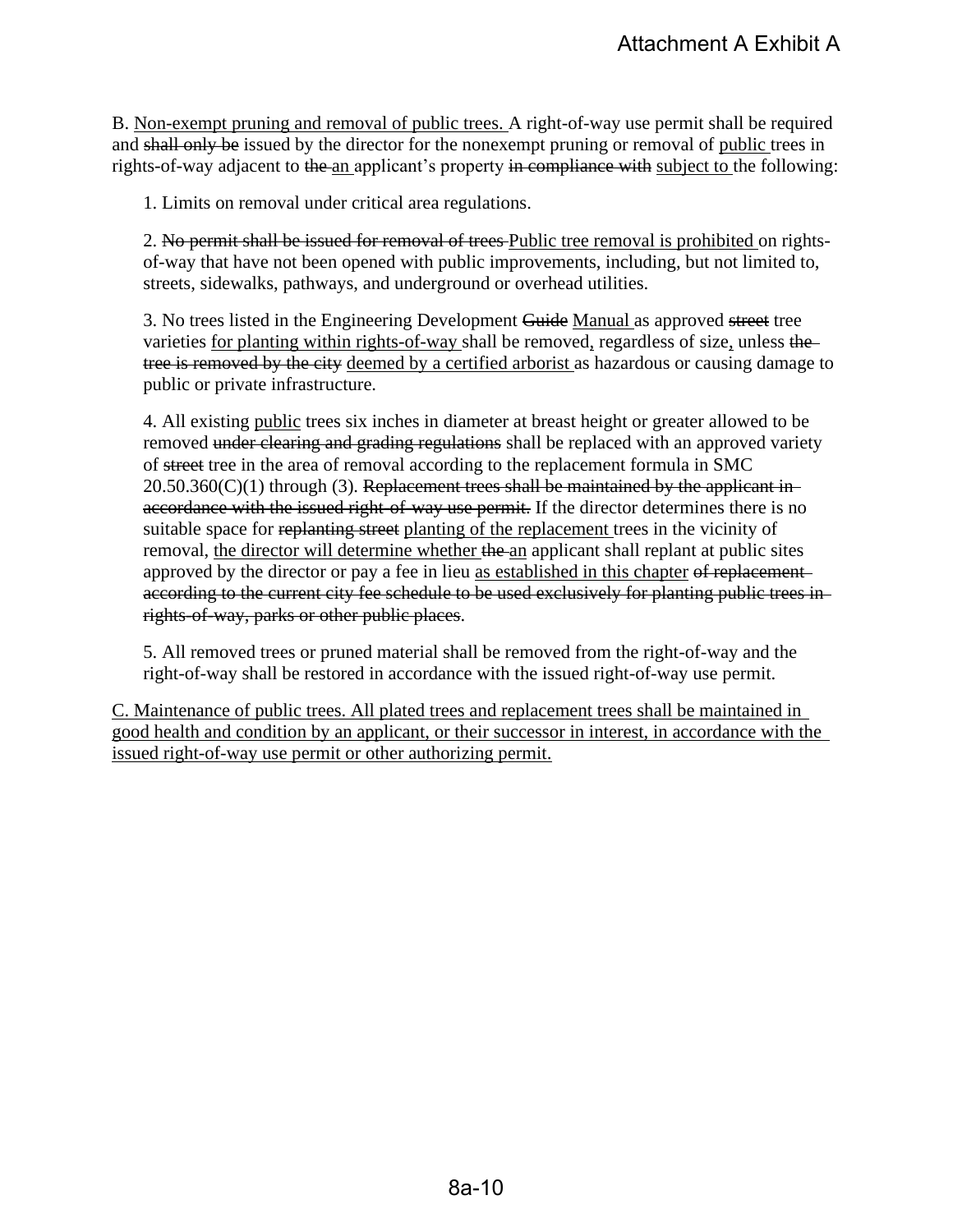B. <u>Non-exempt pruning and removal of public trees.</u> A right-of-way use permit shall be required and ~~shall only be~~ issued by the director for the nonexempt pruning or removal of <u>public</u> trees in rights-of-way adjacent to ~~the~~ <u>an</u> applicant's property ~~in compliance with~~ <u>subject to</u> the following:

1. Limits on removal under critical area regulations.

2. ~~No permit shall be issued for removal of trees~~ <u>Public tree removal is prohibited</u> on rights-of-way that have not been opened with public improvements, including, but not limited to, streets, sidewalks, pathways, and underground or overhead utilities.

3. No trees listed in the Engineering Development ~~Guide~~ <u>Manual</u> as approved ~~street~~ tree varieties <u>for planting within rights-of-way</u> shall be removed<u>,</u> regardless of size<u>,</u> unless ~~the tree is removed by the city~~ <u>deemed by a certified arborist</u> as hazardous or causing damage to public or private infrastructure.

4. All existing <u>public</u> trees six inches in diameter at breast height or greater allowed to be removed ~~under clearing and grading regulations~~ shall be replaced with an approved variety of ~~street~~ tree in the area of removal according to the replacement formula in SMC 20.50.360(C)(1) through (3). ~~Replacement trees shall be maintained by the applicant in accordance with the issued right-of-way use permit.~~ If the director determines there is no suitable space for ~~replanting street~~ <u>planting of the replacement</u> trees in the vicinity of removal, <u>the director will determine whether</u> ~~the~~ <u>an</u> applicant shall replant at public sites approved by the director or pay a fee in lieu <u>as established in this chapter</u> ~~of replacement according to the current city fee schedule to be used exclusively for planting public trees in rights-of-way, parks or other public places~~.

5. All removed trees or pruned material shall be removed from the right-of-way and the right-of-way shall be restored in accordance with the issued right-of-way use permit.

<u>C. Maintenance of public trees. All plated trees and replacement trees shall be maintained in good health and condition by an applicant, or their successor in interest, in accordance with the issued right-of-way use permit or other authorizing permit.</u>